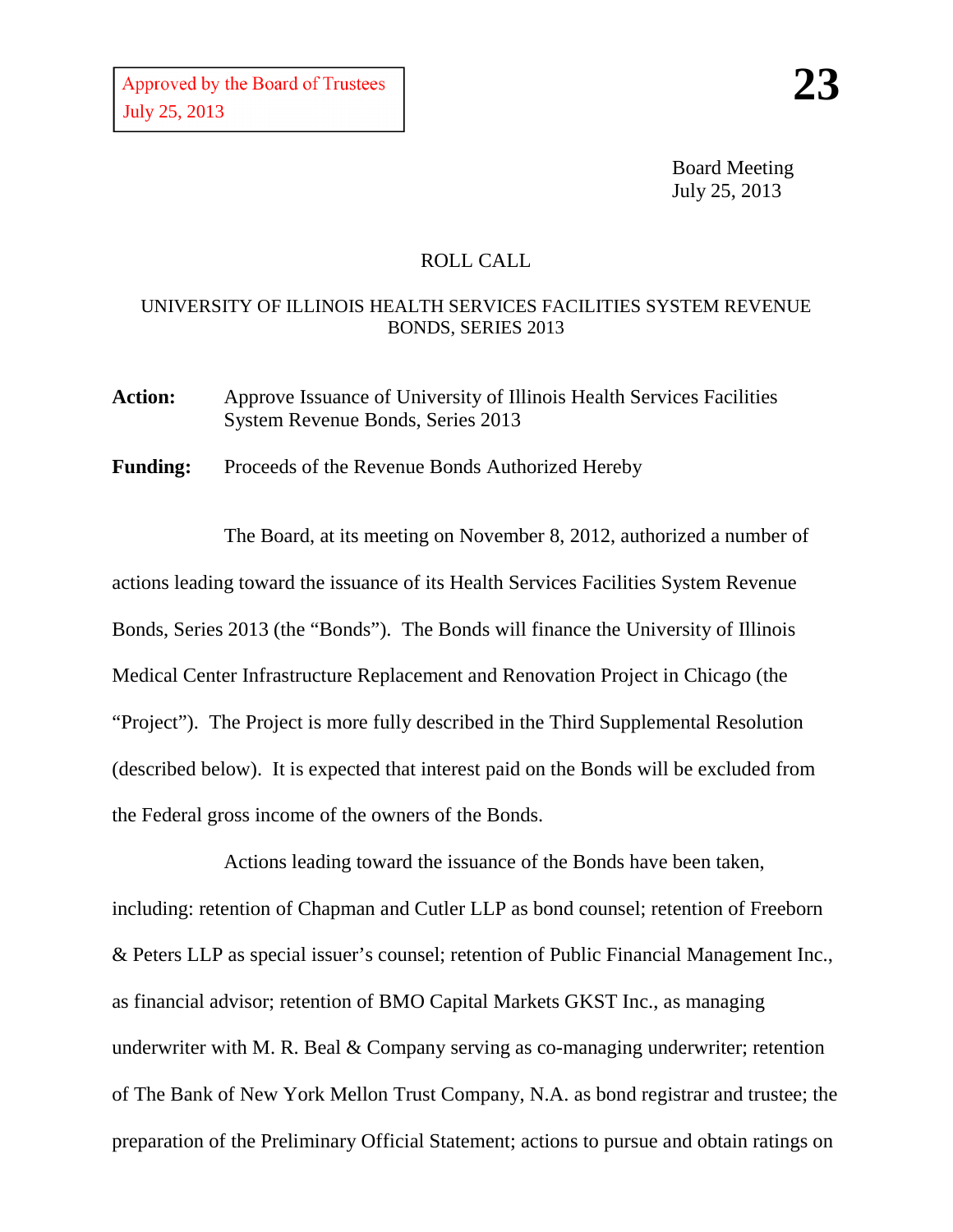Approved by the Board of Trustees
July 25, 2013

**23**

Board Meeting
July 25, 2013

ROLL CALL

UNIVERSITY OF ILLINOIS HEALTH SERVICES FACILITIES SYSTEM REVENUE BONDS, SERIES 2013

**Action:** Approve Issuance of University of Illinois Health Services Facilities System Revenue Bonds, Series 2013

**Funding:** Proceeds of the Revenue Bonds Authorized Hereby

The Board, at its meeting on November 8, 2012, authorized a number of actions leading toward the issuance of its Health Services Facilities System Revenue Bonds, Series 2013 (the "Bonds"). The Bonds will finance the University of Illinois Medical Center Infrastructure Replacement and Renovation Project in Chicago (the "Project"). The Project is more fully described in the Third Supplemental Resolution (described below). It is expected that interest paid on the Bonds will be excluded from the Federal gross income of the owners of the Bonds.

Actions leading toward the issuance of the Bonds have been taken, including: retention of Chapman and Cutler LLP as bond counsel; retention of Freeborn & Peters LLP as special issuer's counsel; retention of Public Financial Management Inc., as financial advisor; retention of BMO Capital Markets GKST Inc., as managing underwriter with M. R. Beal & Company serving as co-managing underwriter; retention of The Bank of New York Mellon Trust Company, N.A. as bond registrar and trustee; the preparation of the Preliminary Official Statement; actions to pursue and obtain ratings on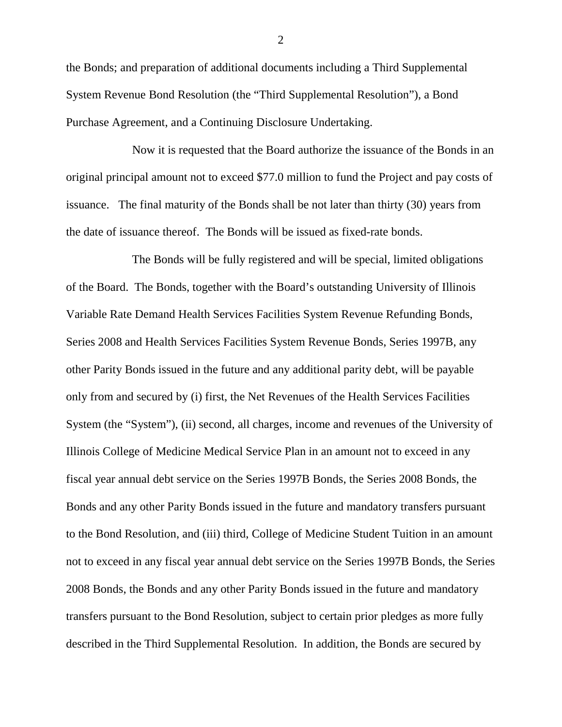the Bonds; and preparation of additional documents including a Third Supplemental System Revenue Bond Resolution (the "Third Supplemental Resolution"), a Bond Purchase Agreement, and a Continuing Disclosure Undertaking.

Now it is requested that the Board authorize the issuance of the Bonds in an original principal amount not to exceed $77.0 million to fund the Project and pay costs of issuance. The final maturity of the Bonds shall be not later than thirty (30) years from the date of issuance thereof. The Bonds will be issued as fixed-rate bonds.

The Bonds will be fully registered and will be special, limited obligations of the Board. The Bonds, together with the Board's outstanding University of Illinois Variable Rate Demand Health Services Facilities System Revenue Refunding Bonds, Series 2008 and Health Services Facilities System Revenue Bonds, Series 1997B, any other Parity Bonds issued in the future and any additional parity debt, will be payable only from and secured by (i) first, the Net Revenues of the Health Services Facilities System (the "System"), (ii) second, all charges, income and revenues of the University of Illinois College of Medicine Medical Service Plan in an amount not to exceed in any fiscal year annual debt service on the Series 1997B Bonds, the Series 2008 Bonds, the Bonds and any other Parity Bonds issued in the future and mandatory transfers pursuant to the Bond Resolution, and (iii) third, College of Medicine Student Tuition in an amount not to exceed in any fiscal year annual debt service on the Series 1997B Bonds, the Series 2008 Bonds, the Bonds and any other Parity Bonds issued in the future and mandatory transfers pursuant to the Bond Resolution, subject to certain prior pledges as more fully described in the Third Supplemental Resolution. In addition, the Bonds are secured by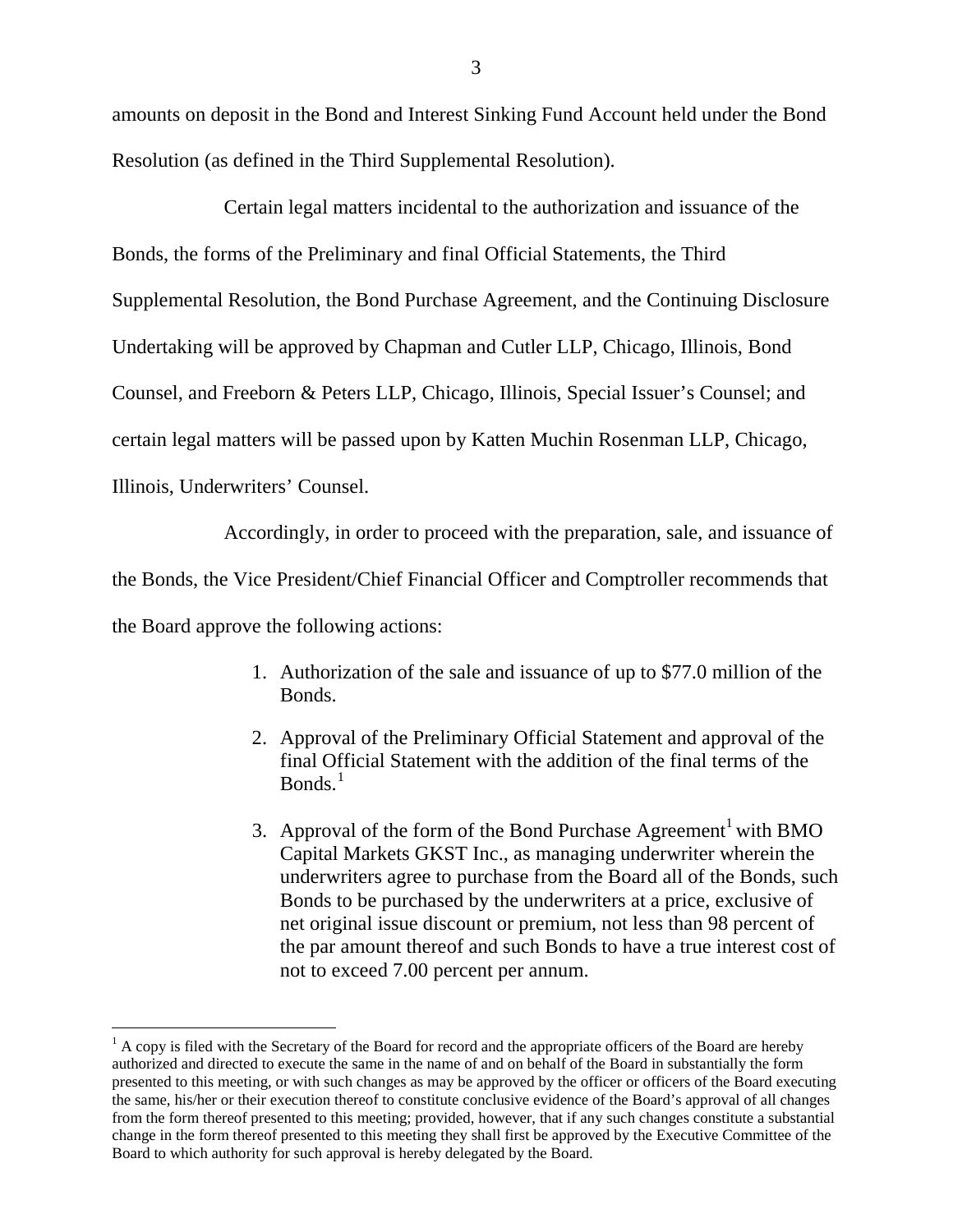amounts on deposit in the Bond and Interest Sinking Fund Account held under the Bond Resolution (as defined in the Third Supplemental Resolution).

Certain legal matters incidental to the authorization and issuance of the Bonds, the forms of the Preliminary and final Official Statements, the Third Supplemental Resolution, the Bond Purchase Agreement, and the Continuing Disclosure Undertaking will be approved by Chapman and Cutler LLP, Chicago, Illinois, Bond Counsel, and Freeborn & Peters LLP, Chicago, Illinois, Special Issuer's Counsel; and certain legal matters will be passed upon by Katten Muchin Rosenman LLP, Chicago, Illinois, Underwriters' Counsel.

Accordingly, in order to proceed with the preparation, sale, and issuance of the Bonds, the Vice President/Chief Financial Officer and Comptroller recommends that the Board approve the following actions:

1. Authorization of the sale and issuance of up to $77.0 million of the Bonds.
2. Approval of the Preliminary Official Statement and approval of the final Official Statement with the addition of the final terms of the Bonds.[1]
3. Approval of the form of the Bond Purchase Agreement[1] with BMO Capital Markets GKST Inc., as managing underwriter wherein the underwriters agree to purchase from the Board all of the Bonds, such Bonds to be purchased by the underwriters at a price, exclusive of net original issue discount or premium, not less than 98 percent of the par amount thereof and such Bonds to have a true interest cost of not to exceed 7.00 percent per annum.

---

[1] A copy is filed with the Secretary of the Board for record and the appropriate officers of the Board are hereby authorized and directed to execute the same in the name of and on behalf of the Board in substantially the form presented to this meeting, or with such changes as may be approved by the officer or officers of the Board executing the same, his/her or their execution thereof to constitute conclusive evidence of the Board's approval of all changes from the form thereof presented to this meeting; provided, however, that if any such changes constitute a substantial change in the form thereof presented to this meeting they shall first be approved by the Executive Committee of the Board to which authority for such approval is hereby delegated by the Board.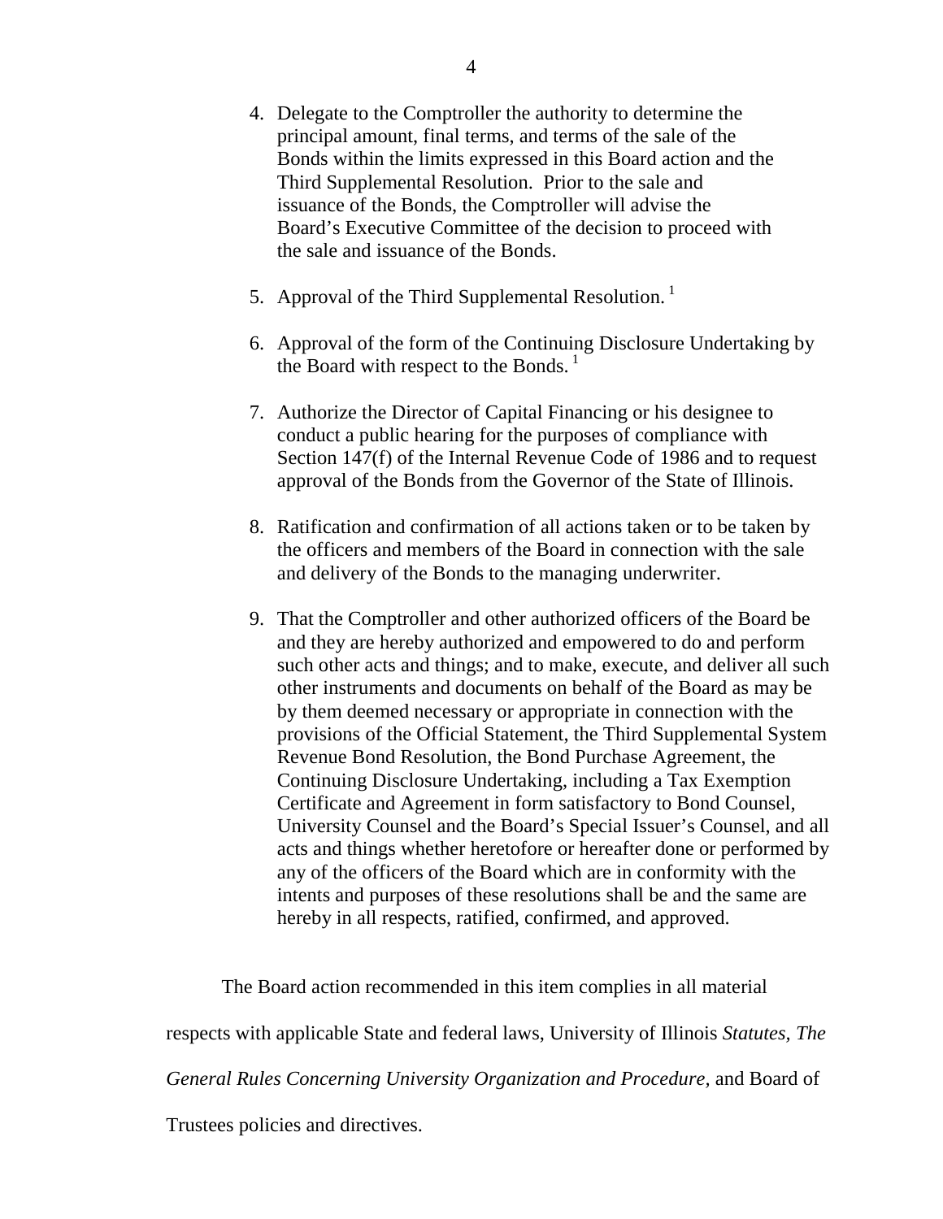4. Delegate to the Comptroller the authority to determine the principal amount, final terms, and terms of the sale of the Bonds within the limits expressed in this Board action and the Third Supplemental Resolution. Prior to the sale and issuance of the Bonds, the Comptroller will advise the Board's Executive Committee of the decision to proceed with the sale and issuance of the Bonds.

5. Approval of the Third Supplemental Resolution. [1]

6. Approval of the form of the Continuing Disclosure Undertaking by the Board with respect to the Bonds. [1]

7. Authorize the Director of Capital Financing or his designee to conduct a public hearing for the purposes of compliance with Section 147(f) of the Internal Revenue Code of 1986 and to request approval of the Bonds from the Governor of the State of Illinois.

8. Ratification and confirmation of all actions taken or to be taken by the officers and members of the Board in connection with the sale and delivery of the Bonds to the managing underwriter.

9. That the Comptroller and other authorized officers of the Board be and they are hereby authorized and empowered to do and perform such other acts and things; and to make, execute, and deliver all such other instruments and documents on behalf of the Board as may be by them deemed necessary or appropriate in connection with the provisions of the Official Statement, the Third Supplemental System Revenue Bond Resolution, the Bond Purchase Agreement, the Continuing Disclosure Undertaking, including a Tax Exemption Certificate and Agreement in form satisfactory to Bond Counsel, University Counsel and the Board's Special Issuer's Counsel, and all acts and things whether heretofore or hereafter done or performed by any of the officers of the Board which are in conformity with the intents and purposes of these resolutions shall be and the same are hereby in all respects, ratified, confirmed, and approved.

The Board action recommended in this item complies in all material respects with applicable State and federal laws, University of Illinois *Statutes*, *The General Rules Concerning University Organization and Procedure*, and Board of Trustees policies and directives.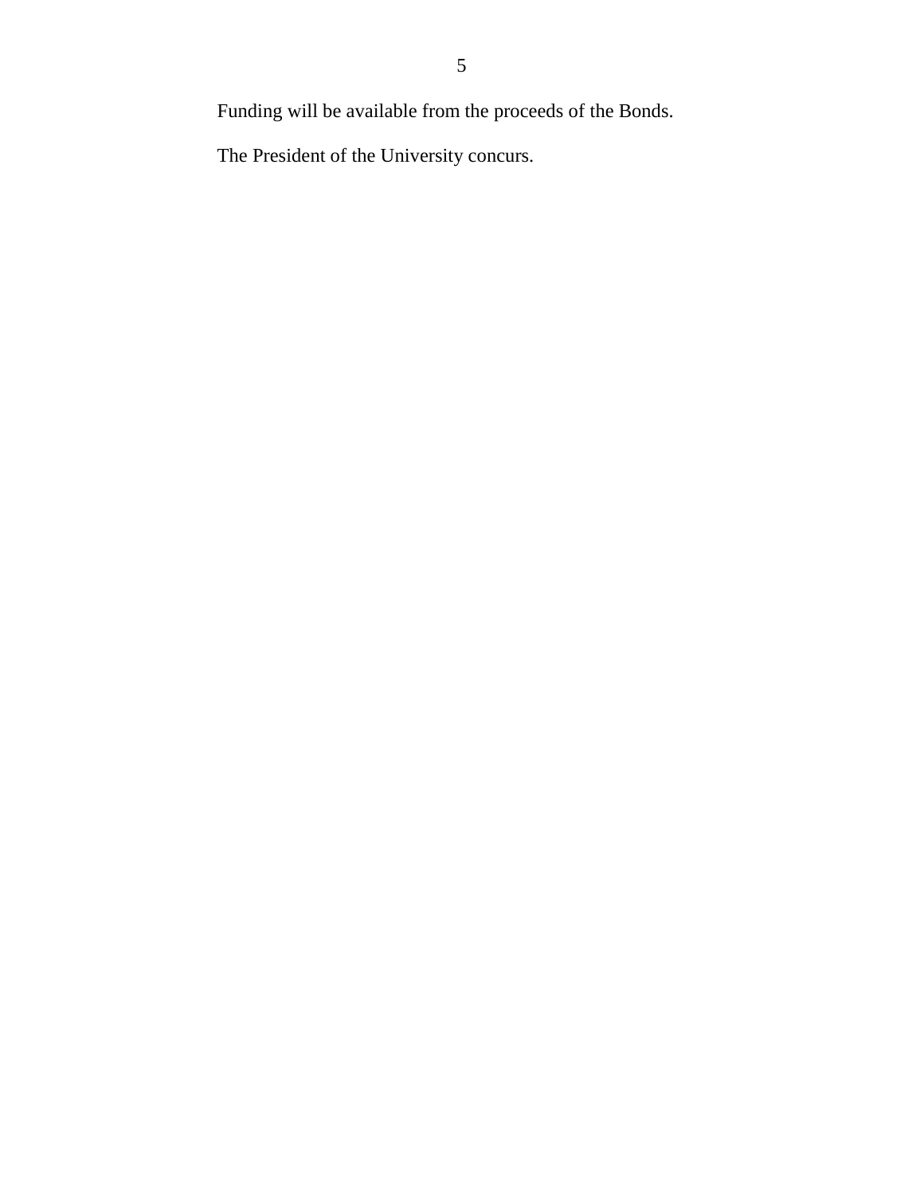Funding will be available from the proceeds of the Bonds.

The President of the University concurs.